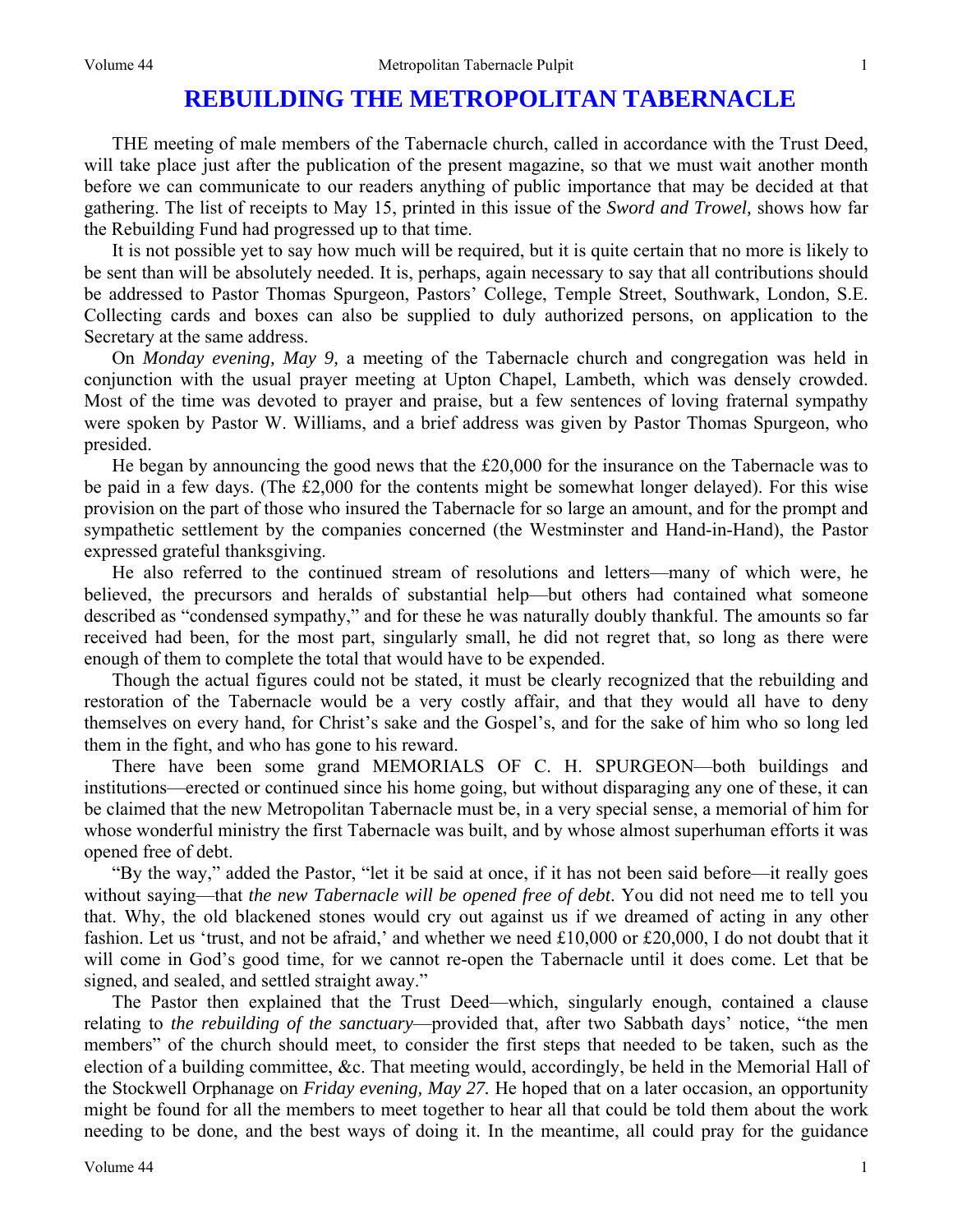# REBUILDING THE METROPOLITAN TABERNACLE

THE meeting of male members of the Tabernacle church, called in accordance with the Trust Deed, will take place just after the publication of the present magazine, so that we must wait another month before we can communicate to our readers anything of public importance that may be decided at that gathering. The list of receipts to May 15, printed in this issue of the *Sword and Trowel,* shows how far the Rebuilding Fund had progressed up to that time.

It is not possible yet to say how much will be required, but it is quite certain that no more is likely to be sent than will be absolutely needed. It is, perhaps, again necessary to say that all contributions should be addressed to Pastor Thomas Spurgeon, Pastors' College, Temple Street, Southwark, London, S.E. Collecting cards and boxes can also be supplied to duly authorized persons, on application to the Secretary at the same address.

On *Monday evening, May 9,* a meeting of the Tabernacle church and congregation was held in conjunction with the usual prayer meeting at Upton Chapel, Lambeth, which was densely crowded. Most of the time was devoted to prayer and praise, but a few sentences of loving fraternal sympathy were spoken by Pastor W. Williams, and a brief address was given by Pastor Thomas Spurgeon, who presided.

He began by announcing the good news that the £20,000 for the insurance on the Tabernacle was to be paid in a few days. (The £2,000 for the contents might be somewhat longer delayed). For this wise provision on the part of those who insured the Tabernacle for so large an amount, and for the prompt and sympathetic settlement by the companies concerned (the Westminster and Hand-in-Hand), the Pastor expressed grateful thanksgiving.

He also referred to the continued stream of resolutions and letters—many of which were, he believed, the precursors and heralds of substantial help—but others had contained what someone described as "condensed sympathy," and for these he was naturally doubly thankful. The amounts so far received had been, for the most part, singularly small, he did not regret that, so long as there were enough of them to complete the total that would have to be expended.

Though the actual figures could not be stated, it must be clearly recognized that the rebuilding and restoration of the Tabernacle would be a very costly affair, and that they would all have to deny themselves on every hand, for Christ's sake and the Gospel's, and for the sake of him who so long led them in the fight, and who has gone to his reward.

There have been some grand MEMORIALS OF C. H. SPURGEON—both buildings and institutions—erected or continued since his home going, but without disparaging any one of these, it can be claimed that the new Metropolitan Tabernacle must be, in a very special sense, a memorial of him for whose wonderful ministry the first Tabernacle was built, and by whose almost superhuman efforts it was opened free of debt.

"By the way," added the Pastor, "let it be said at once, if it has not been said before—it really goes without saying—that *the new Tabernacle will be opened free of debt.* You did not need me to tell you that. Why, the old blackened stones would cry out against us if we dreamed of acting in any other fashion. Let us 'trust, and not be afraid,' and whether we need £10,000 or £20,000, I do not doubt that it will come in God's good time, for we cannot re-open the Tabernacle until it does come. Let that be signed, and sealed, and settled straight away."

The Pastor then explained that the Trust Deed—which, singularly enough, contained a clause relating to *the rebuilding of the sanctuary*—provided that, after two Sabbath days' notice, "the men members" of the church should meet, to consider the first steps that needed to be taken, such as the election of a building committee, &c. That meeting would, accordingly, be held in the Memorial Hall of the Stockwell Orphanage on *Friday evening, May 27.* He hoped that on a later occasion, an opportunity might be found for all the members to meet together to hear all that could be told them about the work needing to be done, and the best ways of doing it. In the meantime, all could pray for the guidance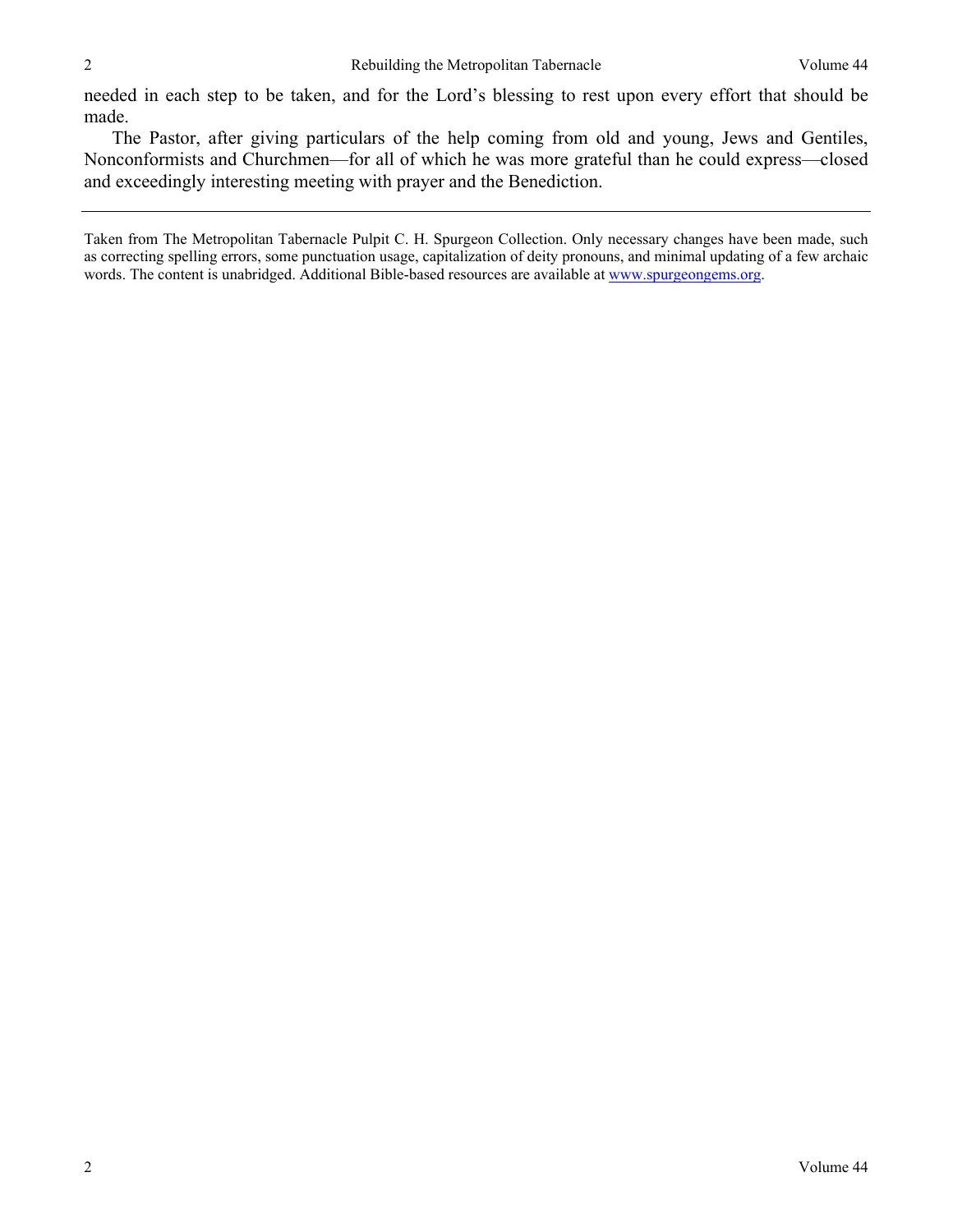needed in each step to be taken, and for the Lord's blessing to rest upon every effort that should be made.

The Pastor, after giving particulars of the help coming from old and young, Jews and Gentiles, Nonconformists and Churchmen—for all of which he was more grateful than he could express—closed and exceedingly interesting meeting with prayer and the Benediction.

---

Taken from The Metropolitan Tabernacle Pulpit C. H. Spurgeon Collection. Only necessary changes have been made, such as correcting spelling errors, some punctuation usage, capitalization of deity pronouns, and minimal updating of a few archaic words. The content is unabridged. Additional Bible-based resources are available at www.spurgeongems.org.